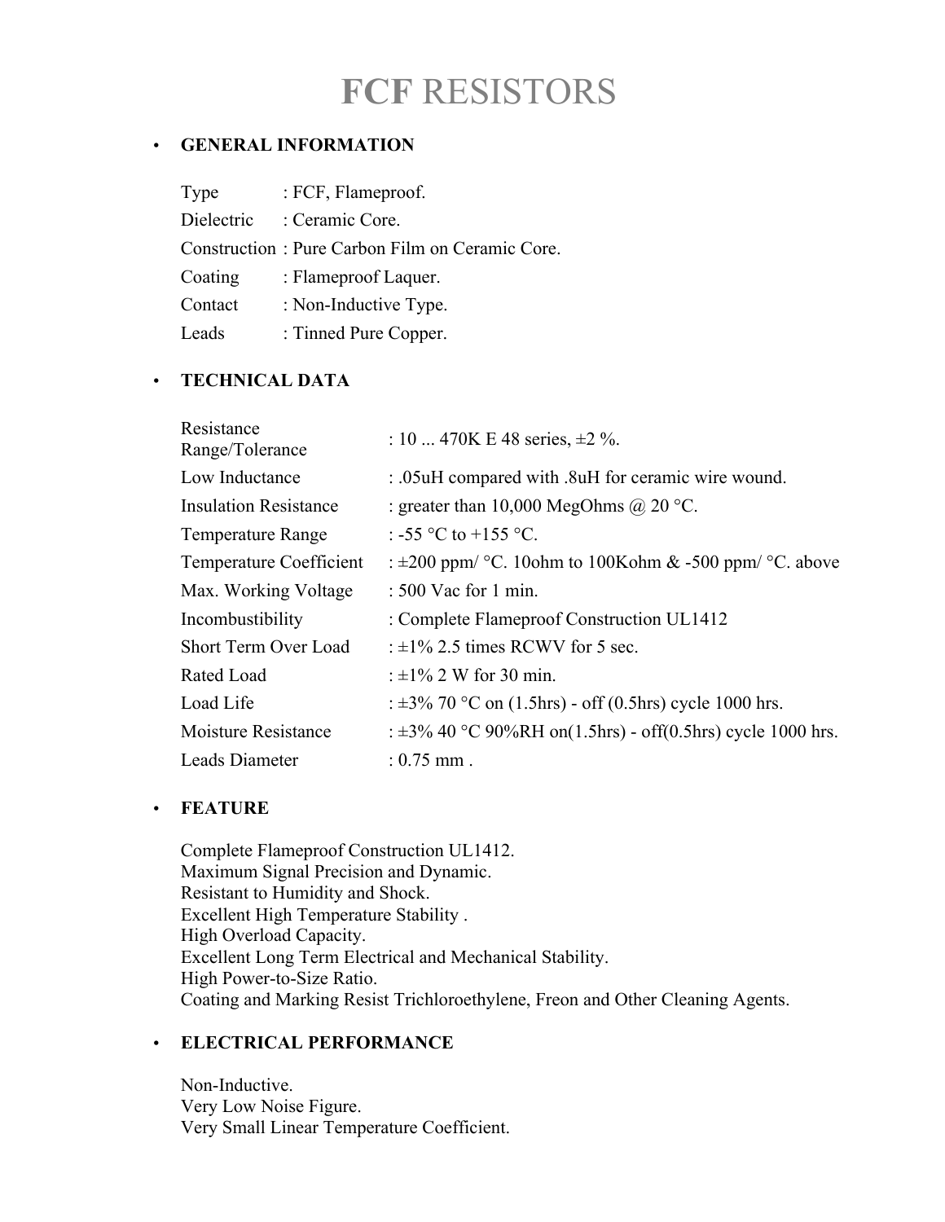# **FCF** RESISTORS

- **GENERAL INFORMATION**

| | |
|---|---|
| Type | : FCF, Flameproof. |
| Dielectric | : Ceramic Core. |
| Construction | : Pure Carbon Film on Ceramic Core. |
| Coating | : Flameproof Laquer. |
| Contact | : Non-Inductive Type. |
| Leads | : Tinned Pure Copper. |

- **TECHNICAL DATA**

| | |
|---|---|
| Resistance Range/Tolerance | : 10 ... 470K E 48 series, ±2 %. |
| Low Inductance | : .05uH compared with .8uH for ceramic wire wound. |
| Insulation Resistance | : greater than 10,000 MegOhms @ 20 °C. |
| Temperature Range | : -55 °C to +155 °C. |
| Temperature Coefficient | : ±200 ppm/ °C. 10ohm to 100Kohm & -500 ppm/ °C. above |
| Max. Working Voltage | : 500 Vac for 1 min. |
| Incombustibility | : Complete Flameproof Construction UL1412 |
| Short Term Over Load | : ±1% 2.5 times RCWV for 5 sec. |
| Rated Load | : ±1% 2 W for 30 min. |
| Load Life | : ±3% 70 °C on (1.5hrs) - off (0.5hrs) cycle 1000 hrs. |
| Moisture Resistance | : ±3% 40 °C 90%RH on(1.5hrs) - off(0.5hrs) cycle 1000 hrs. |
| Leads Diameter | : 0.75 mm . |

- **FEATURE**

Complete Flameproof Construction UL1412.
Maximum Signal Precision and Dynamic.
Resistant to Humidity and Shock.
Excellent High Temperature Stability .
High Overload Capacity.
Excellent Long Term Electrical and Mechanical Stability.
High Power-to-Size Ratio.
Coating and Marking Resist Trichloroethylene, Freon and Other Cleaning Agents.

- **ELECTRICAL PERFORMANCE**

Non-Inductive.
Very Low Noise Figure.
Very Small Linear Temperature Coefficient.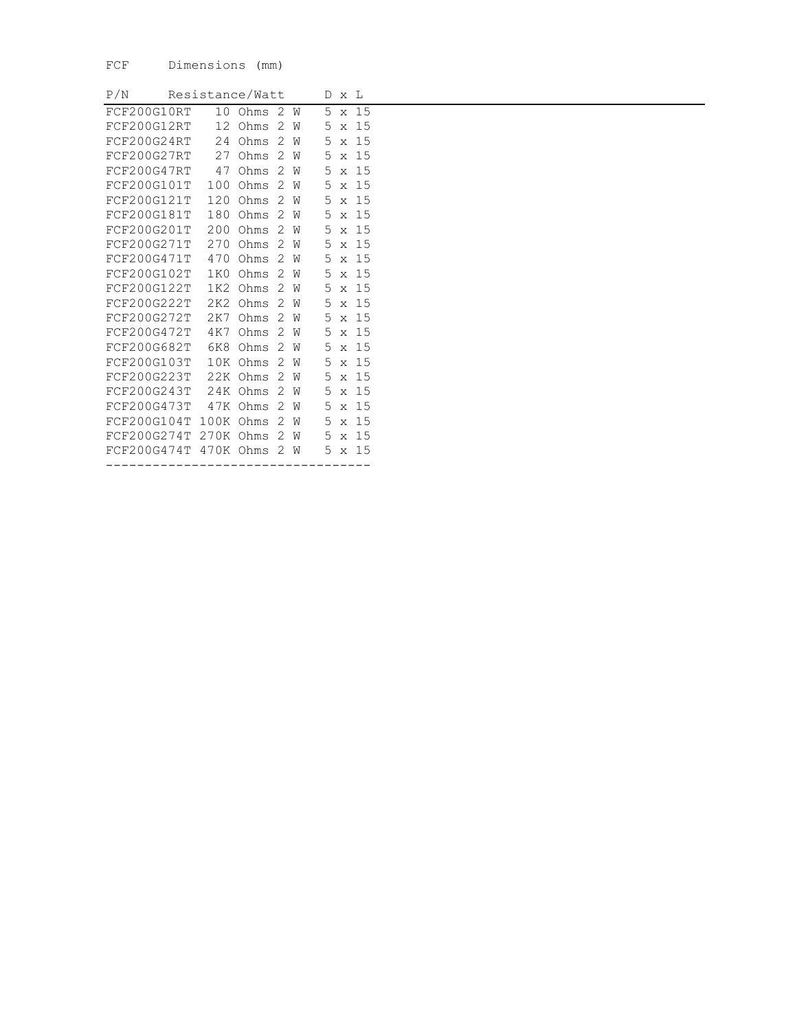FCF Dimensions (mm)

| P/N | Resistance/Watt | D x L |
|---|---|---|
| FCF200G10RT | 10 Ohms 2 W | 5 x 15 |
| FCF200G12RT | 12 Ohms 2 W | 5 x 15 |
| FCF200G24RT | 24 Ohms 2 W | 5 x 15 |
| FCF200G27RT | 27 Ohms 2 W | 5 x 15 |
| FCF200G47RT | 47 Ohms 2 W | 5 x 15 |
| FCF200G101T | 100 Ohms 2 W | 5 x 15 |
| FCF200G121T | 120 Ohms 2 W | 5 x 15 |
| FCF200G181T | 180 Ohms 2 W | 5 x 15 |
| FCF200G201T | 200 Ohms 2 W | 5 x 15 |
| FCF200G271T | 270 Ohms 2 W | 5 x 15 |
| FCF200G471T | 470 Ohms 2 W | 5 x 15 |
| FCF200G102T | 1K0 Ohms 2 W | 5 x 15 |
| FCF200G122T | 1K2 Ohms 2 W | 5 x 15 |
| FCF200G222T | 2K2 Ohms 2 W | 5 x 15 |
| FCF200G272T | 2K7 Ohms 2 W | 5 x 15 |
| FCF200G472T | 4K7 Ohms 2 W | 5 x 15 |
| FCF200G682T | 6K8 Ohms 2 W | 5 x 15 |
| FCF200G103T | 10K Ohms 2 W | 5 x 15 |
| FCF200G223T | 22K Ohms 2 W | 5 x 15 |
| FCF200G243T | 24K Ohms 2 W | 5 x 15 |
| FCF200G473T | 47K Ohms 2 W | 5 x 15 |
| FCF200G104T | 100K Ohms 2 W | 5 x 15 |
| FCF200G274T | 270K Ohms 2 W | 5 x 15 |
| FCF200G474T | 470K Ohms 2 W | 5 x 15 |